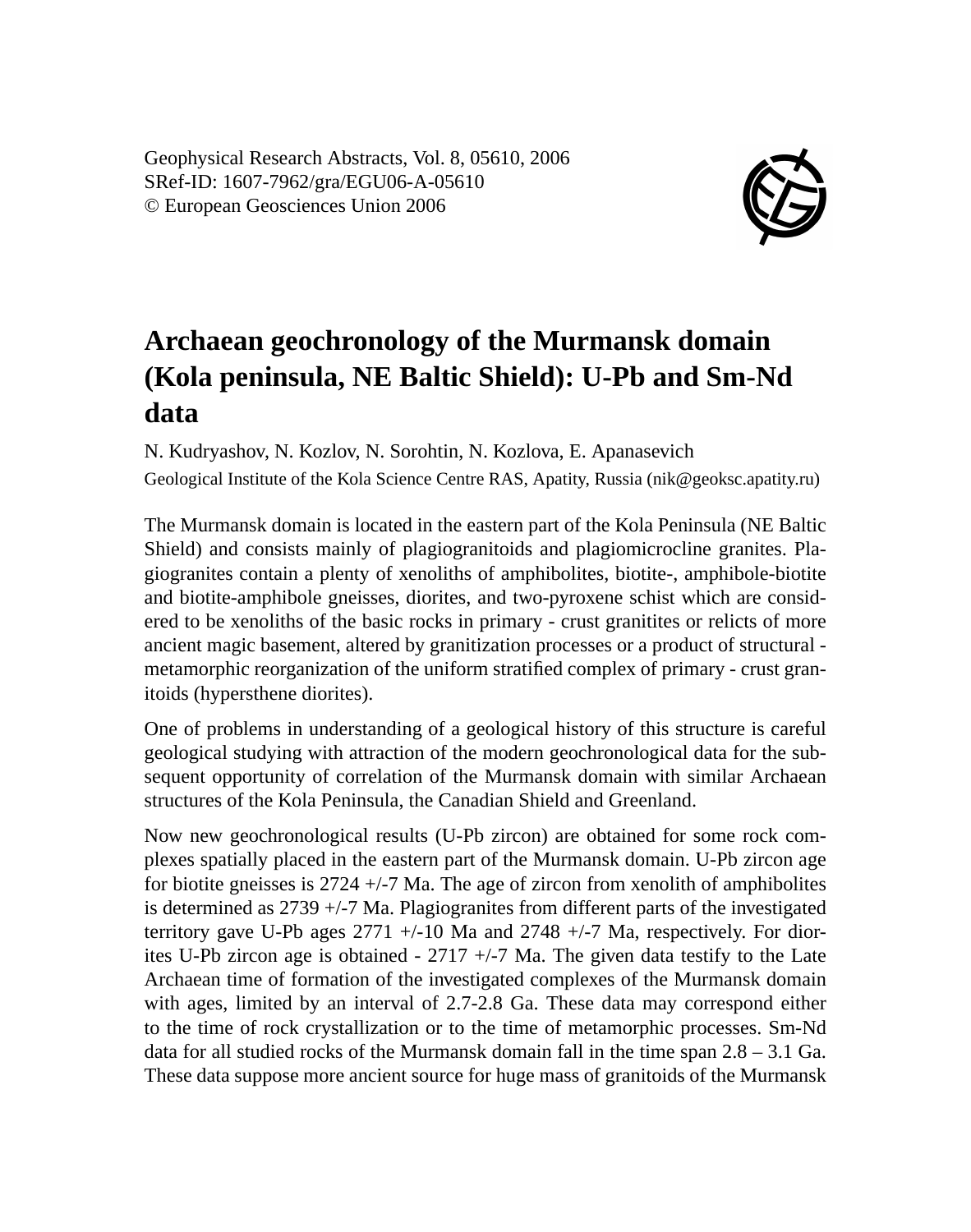Geophysical Research Abstracts, Vol. 8, 05610, 2006
SRef-ID: 1607-7962/gra/EGU06-A-05610
© European Geosciences Union 2006

# Archaean geochronology of the Murmansk domain (Kola peninsula, NE Baltic Shield): U-Pb and Sm-Nd data

N. Kudryashov, N. Kozlov, N. Sorohtin, N. Kozlova, E. Apanasevich

Geological Institute of the Kola Science Centre RAS, Apatity, Russia (nik@geoksc.apatity.ru)

The Murmansk domain is located in the eastern part of the Kola Peninsula (NE Baltic Shield) and consists mainly of plagiogranitoids and plagiomicrocline granites. Plagiogranites contain a plenty of xenoliths of amphibolites, biotite-, amphibole-biotite and biotite-amphibole gneisses, diorites, and two-pyroxene schist which are considered to be xenoliths of the basic rocks in primary - crust granitites or relicts of more ancient magic basement, altered by granitization processes or a product of structural - metamorphic reorganization of the uniform stratified complex of primary - crust granitoids (hypersthene diorites).

One of problems in understanding of a geological history of this structure is careful geological studying with attraction of the modern geochronological data for the subsequent opportunity of correlation of the Murmansk domain with similar Archaean structures of the Kola Peninsula, the Canadian Shield and Greenland.

Now new geochronological results (U-Pb zircon) are obtained for some rock complexes spatially placed in the eastern part of the Murmansk domain. U-Pb zircon age for biotite gneisses is 2724 +/-7 Ma. The age of zircon from xenolith of amphibolites is determined as 2739 +/-7 Ma. Plagiogranites from different parts of the investigated territory gave U-Pb ages 2771 +/-10 Ma and 2748 +/-7 Ma, respectively. For diorites U-Pb zircon age is obtained - 2717 +/-7 Ma. The given data testify to the Late Archaean time of formation of the investigated complexes of the Murmansk domain with ages, limited by an interval of 2.7-2.8 Ga. These data may correspond either to the time of rock crystallization or to the time of metamorphic processes. Sm-Nd data for all studied rocks of the Murmansk domain fall in the time span 2.8 – 3.1 Ga. These data suppose more ancient source for huge mass of granitoids of the Murmansk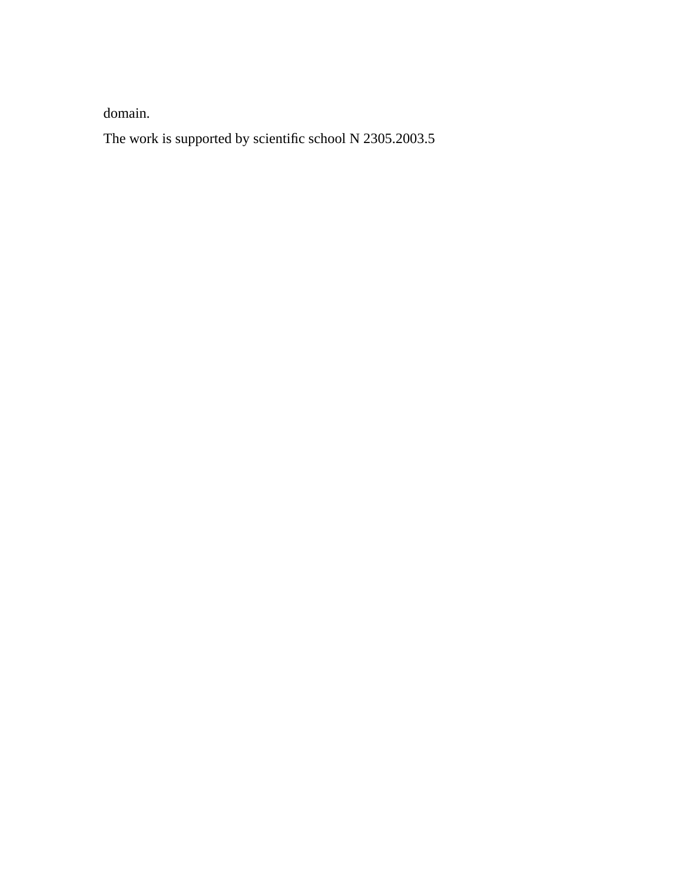domain.

The work is supported by scientific school N 2305.2003.5